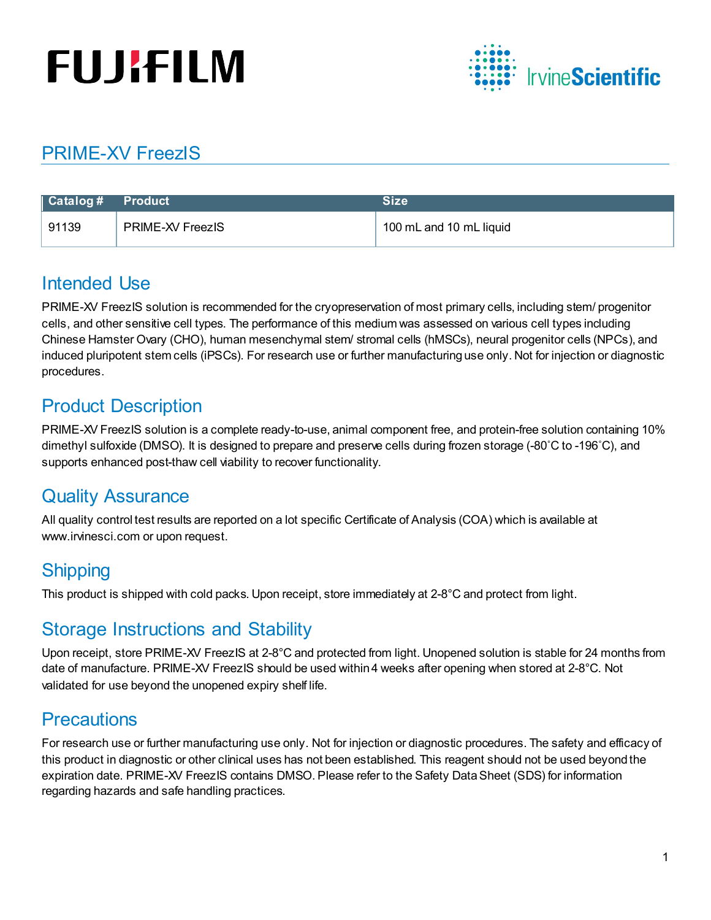# PRIME-XV FreezIS

| Catalog # | Product | Size |
|---|---|---|
| 91139 | PRIME-XV FreezIS | 100 mL and 10 mL liquid |

## Intended Use

PRIME-XV FreezIS solution is recommended for the cryopreservation of most primary cells, including stem/ progenitor cells, and other sensitive cell types. The performance of this medium was assessed on various cell types including Chinese Hamster Ovary (CHO), human mesenchymal stem/ stromal cells (hMSCs), neural progenitor cells (NPCs), and induced pluripotent stem cells (iPSCs). For research use or further manufacturing use only. Not for injection or diagnostic procedures.

## Product Description

PRIME-XV FreezIS solution is a complete ready-to-use, animal component free, and protein-free solution containing 10% dimethyl sulfoxide (DMSO). It is designed to prepare and preserve cells during frozen storage (-80˚C to -196˚C), and supports enhanced post-thaw cell viability to recover functionality.

## Quality Assurance

All quality control test results are reported on a lot specific Certificate of Analysis (COA) which is available at www.irvinesci.com or upon request.

## Shipping

This product is shipped with cold packs. Upon receipt, store immediately at 2-8°C and protect from light.

## Storage Instructions and Stability

Upon receipt, store PRIME-XV FreezIS at 2-8°C and protected from light. Unopened solution is stable for 24 months from date of manufacture. PRIME-XV FreezIS should be used within 4 weeks after opening when stored at 2-8°C. Not validated for use beyond the unopened expiry shelf life.

## Precautions

For research use or further manufacturing use only. Not for injection or diagnostic procedures. The safety and efficacy of this product in diagnostic or other clinical uses has not been established. This reagent should not be used beyond the expiration date. PRIME-XV FreezIS contains DMSO. Please refer to the Safety Data Sheet (SDS) for information regarding hazards and safe handling practices.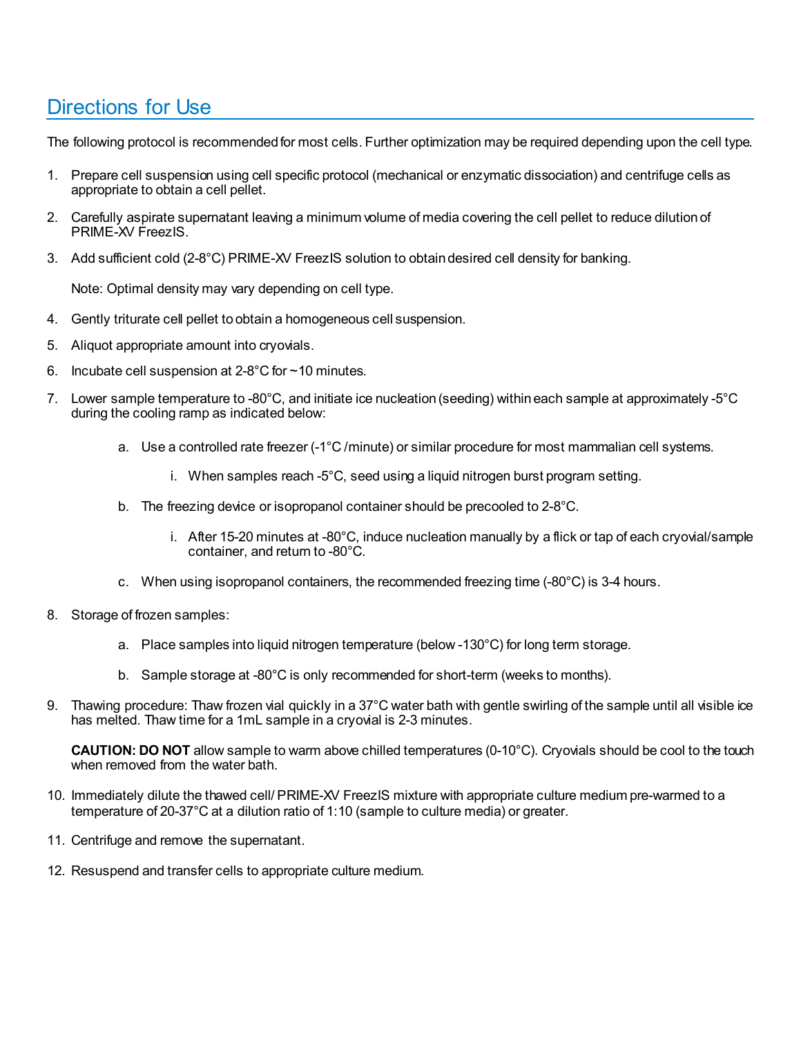## Directions for Use

The following protocol is recommended for most cells. Further optimization may be required depending upon the cell type.

1. Prepare cell suspension using cell specific protocol (mechanical or enzymatic dissociation) and centrifuge cells as appropriate to obtain a cell pellet.
2. Carefully aspirate supernatant leaving a minimum volume of media covering the cell pellet to reduce dilution of PRIME-XV FreezIS.
3. Add sufficient cold (2-8°C) PRIME-XV FreezIS solution to obtain desired cell density for banking.

   Note: Optimal density may vary depending on cell type.

4. Gently triturate cell pellet to obtain a homogeneous cell suspension.
5. Aliquot appropriate amount into cryovials.
6. Incubate cell suspension at 2-8°C for ~10 minutes.
7. Lower sample temperature to -80°C, and initiate ice nucleation (seeding) within each sample at approximately -5°C during the cooling ramp as indicated below:
   a. Use a controlled rate freezer (-1°C /minute) or similar procedure for most mammalian cell systems.
      i. When samples reach -5°C, seed using a liquid nitrogen burst program setting.
   b. The freezing device or isopropanol container should be precooled to 2-8°C.
      i. After 15-20 minutes at -80°C, induce nucleation manually by a flick or tap of each cryovial/sample container, and return to -80°C.
   c. When using isopropanol containers, the recommended freezing time (-80°C) is 3-4 hours.
8. Storage of frozen samples:
   a. Place samples into liquid nitrogen temperature (below -130°C) for long term storage.
   b. Sample storage at -80°C is only recommended for short-term (weeks to months).
9. Thawing procedure: Thaw frozen vial quickly in a 37°C water bath with gentle swirling of the sample until all visible ice has melted. Thaw time for a 1mL sample in a cryovial is 2-3 minutes.

   **CAUTION: DO NOT** allow sample to warm above chilled temperatures (0-10°C). Cryovials should be cool to the touch when removed from the water bath.

10. Immediately dilute the thawed cell/ PRIME-XV FreezIS mixture with appropriate culture medium pre-warmed to a temperature of 20-37°C at a dilution ratio of 1:10 (sample to culture media) or greater.
11. Centrifuge and remove the supernatant.
12. Resuspend and transfer cells to appropriate culture medium.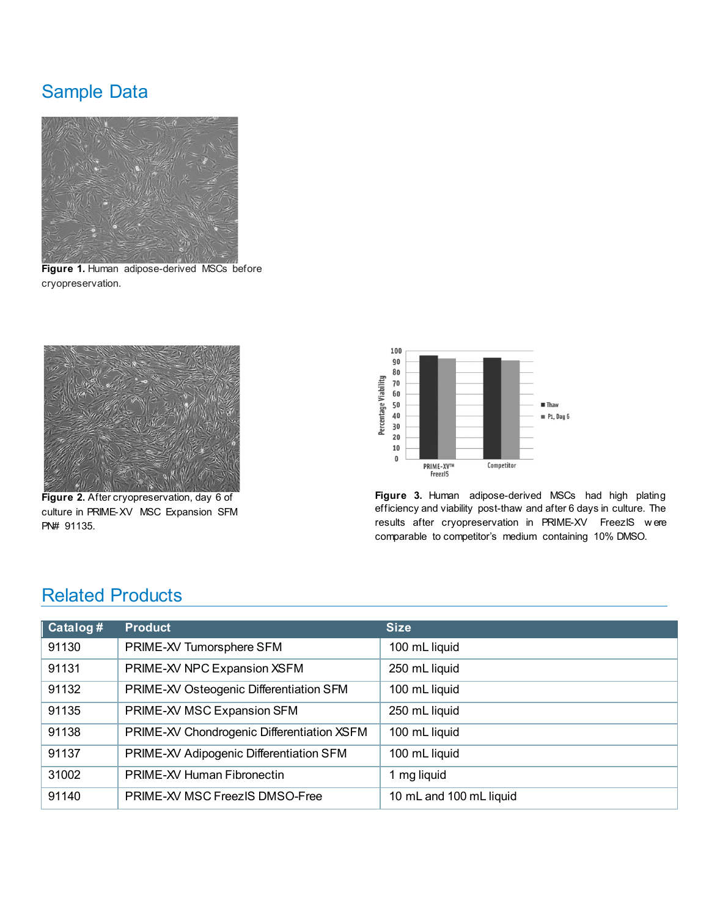## Sample Data

**Figure 1.** Human adipose-derived MSCs before cryopreservation.

**Figure 2.** After cryopreservation, day 6 of culture in PRIME-XV MSC Expansion SFM PN# 91135.

**Figure 3.** Human adipose-derived MSCs had high plating efficiency and viability post-thaw and after 6 days in culture. The results after cryopreservation in PRIME-XV FreezIS were comparable to competitor's medium containing 10% DMSO.

## Related Products

| Catalog # | Product | Size |
|---|---|---|
| 91130 | PRIME-XV Tumorsphere SFM | 100 mL liquid |
| 91131 | PRIME-XV NPC Expansion XSFM | 250 mL liquid |
| 91132 | PRIME-XV Osteogenic Differentiation SFM | 100 mL liquid |
| 91135 | PRIME-XV MSC Expansion SFM | 250 mL liquid |
| 91138 | PRIME-XV Chondrogenic Differentiation XSFM | 100 mL liquid |
| 91137 | PRIME-XV Adipogenic Differentiation SFM | 100 mL liquid |
| 31002 | PRIME-XV Human Fibronectin | 1 mg liquid |
| 91140 | PRIME-XV MSC FreezIS DMSO-Free | 10 mL and 100 mL liquid |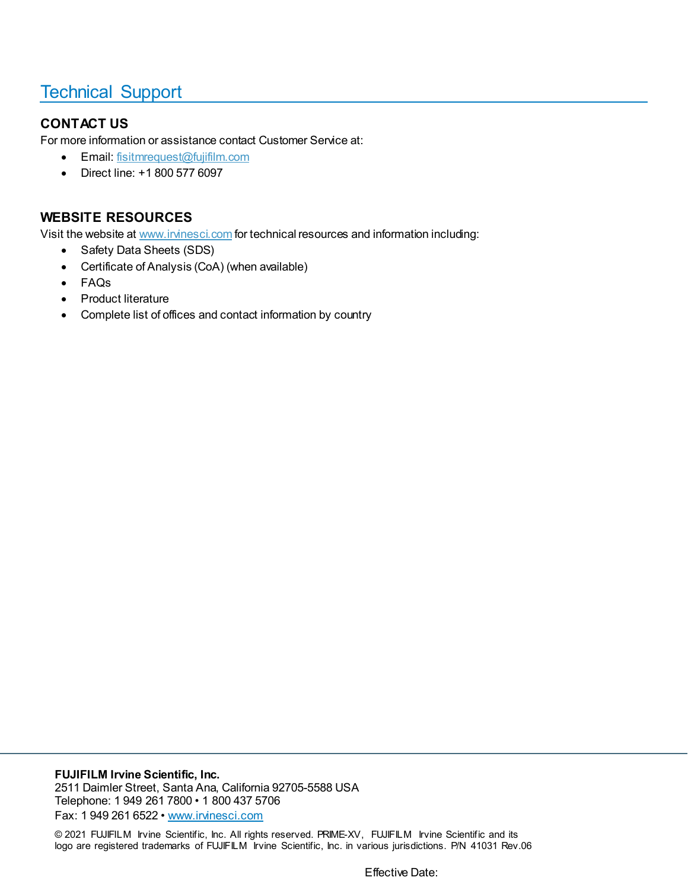# Technical Support

## CONTACT US

For more information or assistance contact Customer Service at:

- Email: fisitmrequest@fujifilm.com
- Direct line: +1 800 577 6097

## WEBSITE RESOURCES

Visit the website at www.irvinesci.com for technical resources and information including:

- Safety Data Sheets (SDS)
- Certificate of Analysis (CoA) (when available)
- FAQs
- Product literature
- Complete list of offices and contact information by country

**FUJIFILM Irvine Scientific, Inc.**
2511 Daimler Street, Santa Ana, California 92705-5588 USA
Telephone: 1 949 261 7800 • 1 800 437 5706
Fax: 1 949 261 6522 • www.irvinesci.com

© 2021 FUJIFILM Irvine Scientific, Inc. All rights reserved. PRIME-XV, FUJIFILM Irvine Scientific and its logo are registered trademarks of FUJIFILM Irvine Scientific, Inc. in various jurisdictions. P/N 41031 Rev.06

Effective Date: